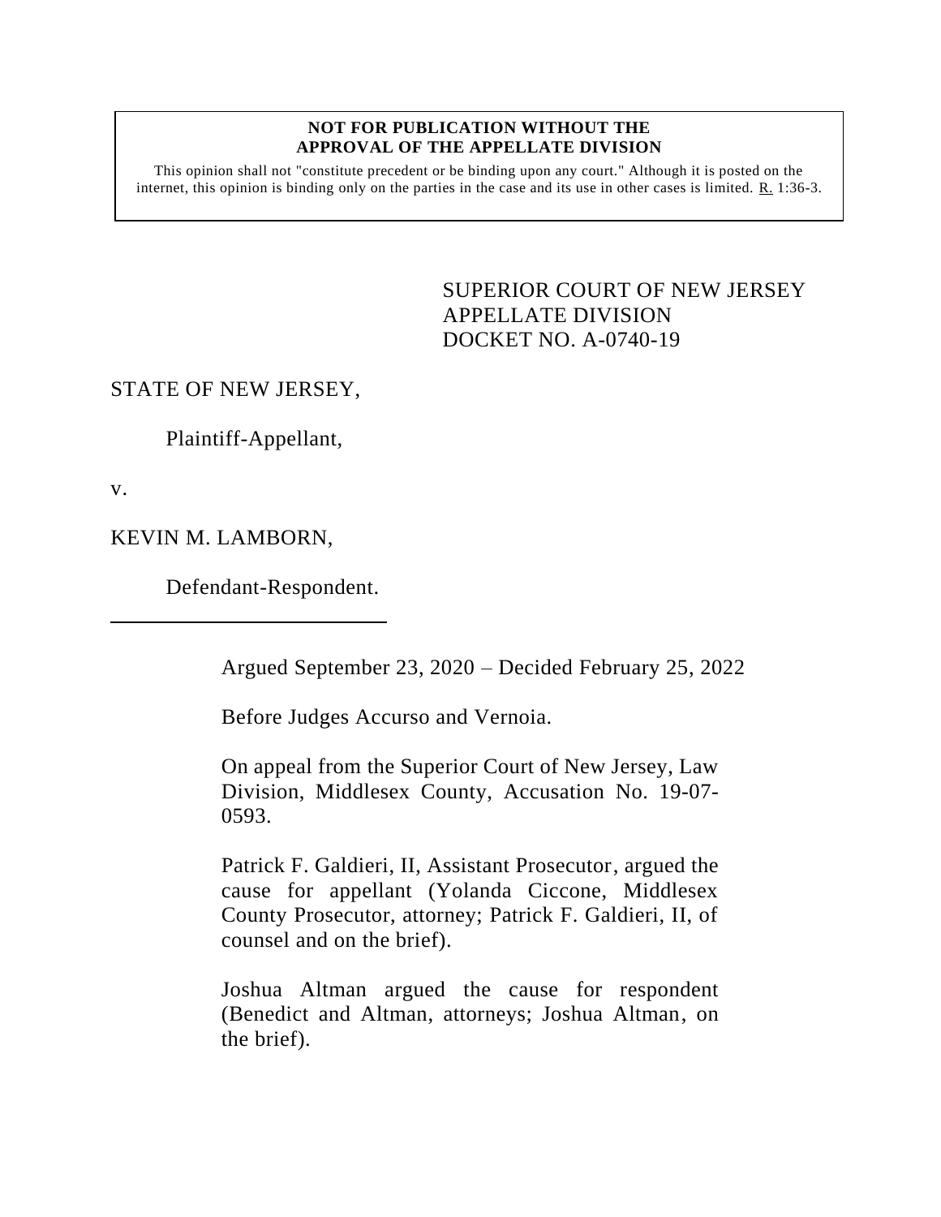**NOT FOR PUBLICATION WITHOUT THE APPROVAL OF THE APPELLATE DIVISION**

This opinion shall not "constitute precedent or be binding upon any court." Although it is posted on the internet, this opinion is binding only on the parties in the case and its use in other cases is limited. R. 1:36-3.

SUPERIOR COURT OF NEW JERSEY
APPELLATE DIVISION
DOCKET NO. A-0740-19

STATE OF NEW JERSEY,

Plaintiff-Appellant,

v.

KEVIN M. LAMBORN,

Defendant-Respondent.

---

Argued September 23, 2020 – Decided February 25, 2022

Before Judges Accurso and Vernoia.

On appeal from the Superior Court of New Jersey, Law Division, Middlesex County, Accusation No. 19-07-0593.

Patrick F. Galdieri, II, Assistant Prosecutor, argued the cause for appellant (Yolanda Ciccone, Middlesex County Prosecutor, attorney; Patrick F. Galdieri, II, of counsel and on the brief).

Joshua Altman argued the cause for respondent (Benedict and Altman, attorneys; Joshua Altman, on the brief).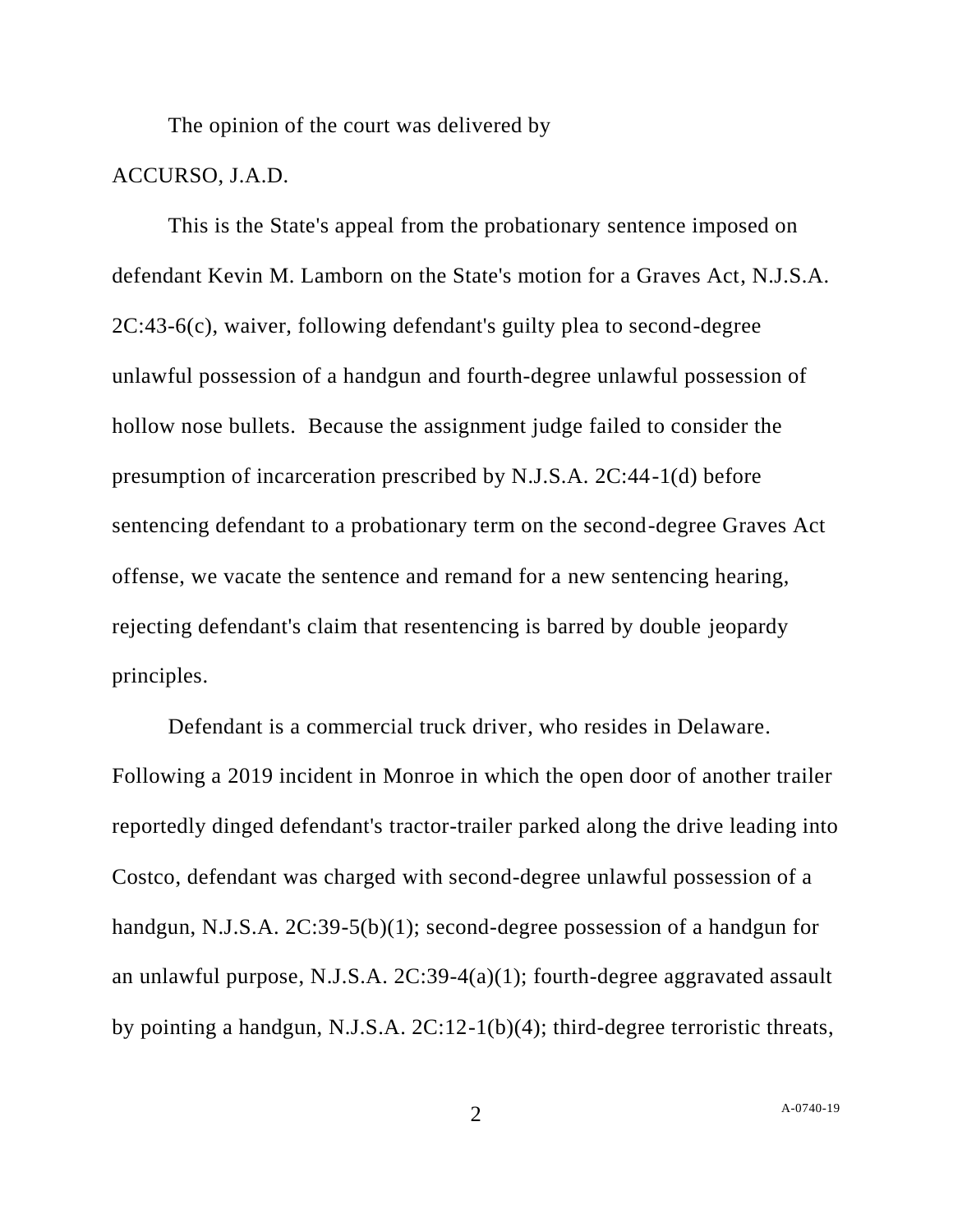The opinion of the court was delivered by

ACCURSO, J.A.D.

This is the State's appeal from the probationary sentence imposed on defendant Kevin M. Lamborn on the State's motion for a Graves Act, N.J.S.A. 2C:43-6(c), waiver, following defendant's guilty plea to second-degree unlawful possession of a handgun and fourth-degree unlawful possession of hollow nose bullets. Because the assignment judge failed to consider the presumption of incarceration prescribed by N.J.S.A. 2C:44-1(d) before sentencing defendant to a probationary term on the second-degree Graves Act offense, we vacate the sentence and remand for a new sentencing hearing, rejecting defendant's claim that resentencing is barred by double jeopardy principles.

Defendant is a commercial truck driver, who resides in Delaware. Following a 2019 incident in Monroe in which the open door of another trailer reportedly dinged defendant's tractor-trailer parked along the drive leading into Costco, defendant was charged with second-degree unlawful possession of a handgun, N.J.S.A. 2C:39-5(b)(1); second-degree possession of a handgun for an unlawful purpose, N.J.S.A. 2C:39-4(a)(1); fourth-degree aggravated assault by pointing a handgun, N.J.S.A. 2C:12-1(b)(4); third-degree terroristic threats,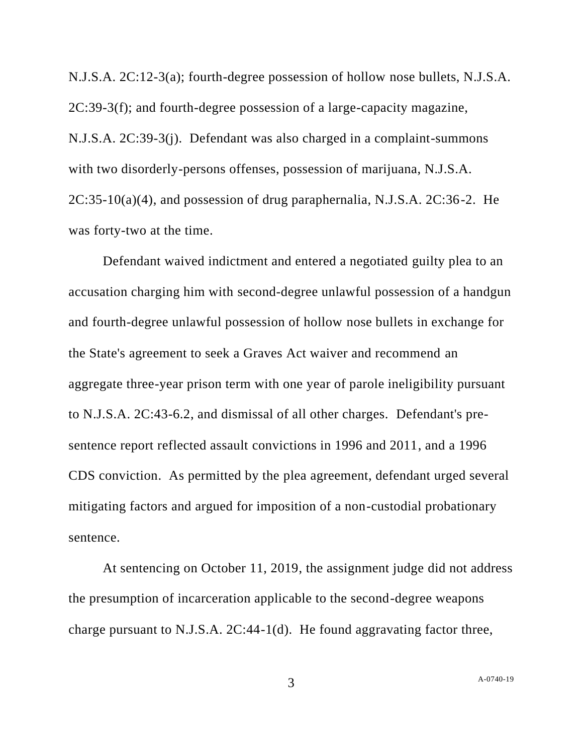N.J.S.A. 2C:12-3(a); fourth-degree possession of hollow nose bullets, N.J.S.A. 2C:39-3(f); and fourth-degree possession of a large-capacity magazine, N.J.S.A. 2C:39-3(j). Defendant was also charged in a complaint-summons with two disorderly-persons offenses, possession of marijuana, N.J.S.A. 2C:35-10(a)(4), and possession of drug paraphernalia, N.J.S.A. 2C:36-2. He was forty-two at the time.

Defendant waived indictment and entered a negotiated guilty plea to an accusation charging him with second-degree unlawful possession of a handgun and fourth-degree unlawful possession of hollow nose bullets in exchange for the State's agreement to seek a Graves Act waiver and recommend an aggregate three-year prison term with one year of parole ineligibility pursuant to N.J.S.A. 2C:43-6.2, and dismissal of all other charges. Defendant's pre-sentence report reflected assault convictions in 1996 and 2011, and a 1996 CDS conviction. As permitted by the plea agreement, defendant urged several mitigating factors and argued for imposition of a non-custodial probationary sentence.

At sentencing on October 11, 2019, the assignment judge did not address the presumption of incarceration applicable to the second-degree weapons charge pursuant to N.J.S.A. 2C:44-1(d). He found aggravating factor three,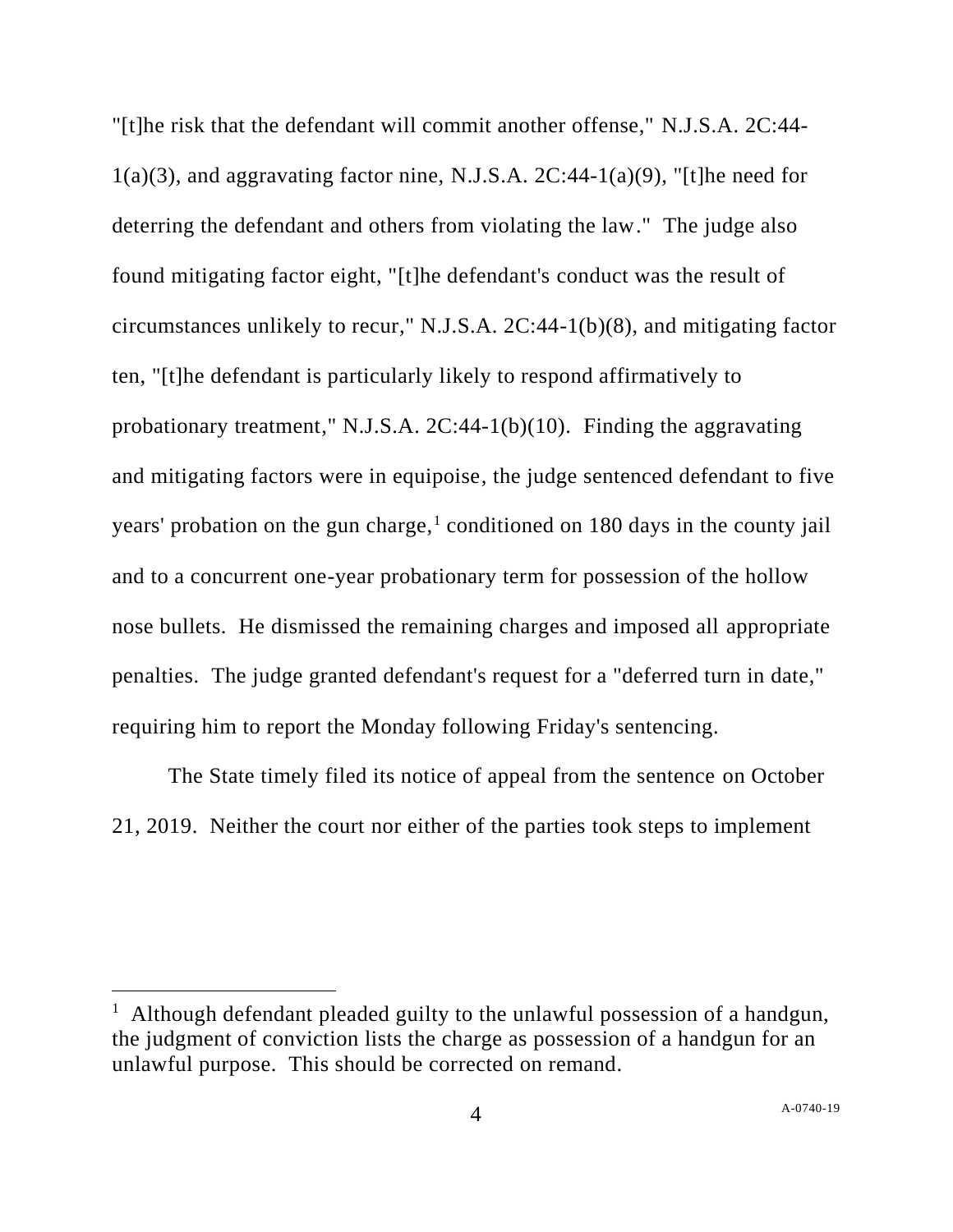"[t]he risk that the defendant will commit another offense," N.J.S.A. 2C:44-1(a)(3), and aggravating factor nine, N.J.S.A. 2C:44-1(a)(9), "[t]he need for deterring the defendant and others from violating the law." The judge also found mitigating factor eight, "[t]he defendant's conduct was the result of circumstances unlikely to recur," N.J.S.A. 2C:44-1(b)(8), and mitigating factor ten, "[t]he defendant is particularly likely to respond affirmatively to probationary treatment," N.J.S.A. 2C:44-1(b)(10). Finding the aggravating and mitigating factors were in equipoise, the judge sentenced defendant to five years' probation on the gun charge,[1] conditioned on 180 days in the county jail and to a concurrent one-year probationary term for possession of the hollow nose bullets. He dismissed the remaining charges and imposed all appropriate penalties. The judge granted defendant's request for a "deferred turn in date," requiring him to report the Monday following Friday's sentencing.

The State timely filed its notice of appeal from the sentence on October 21, 2019. Neither the court nor either of the parties took steps to implement

[1] Although defendant pleaded guilty to the unlawful possession of a handgun, the judgment of conviction lists the charge as possession of a handgun for an unlawful purpose. This should be corrected on remand.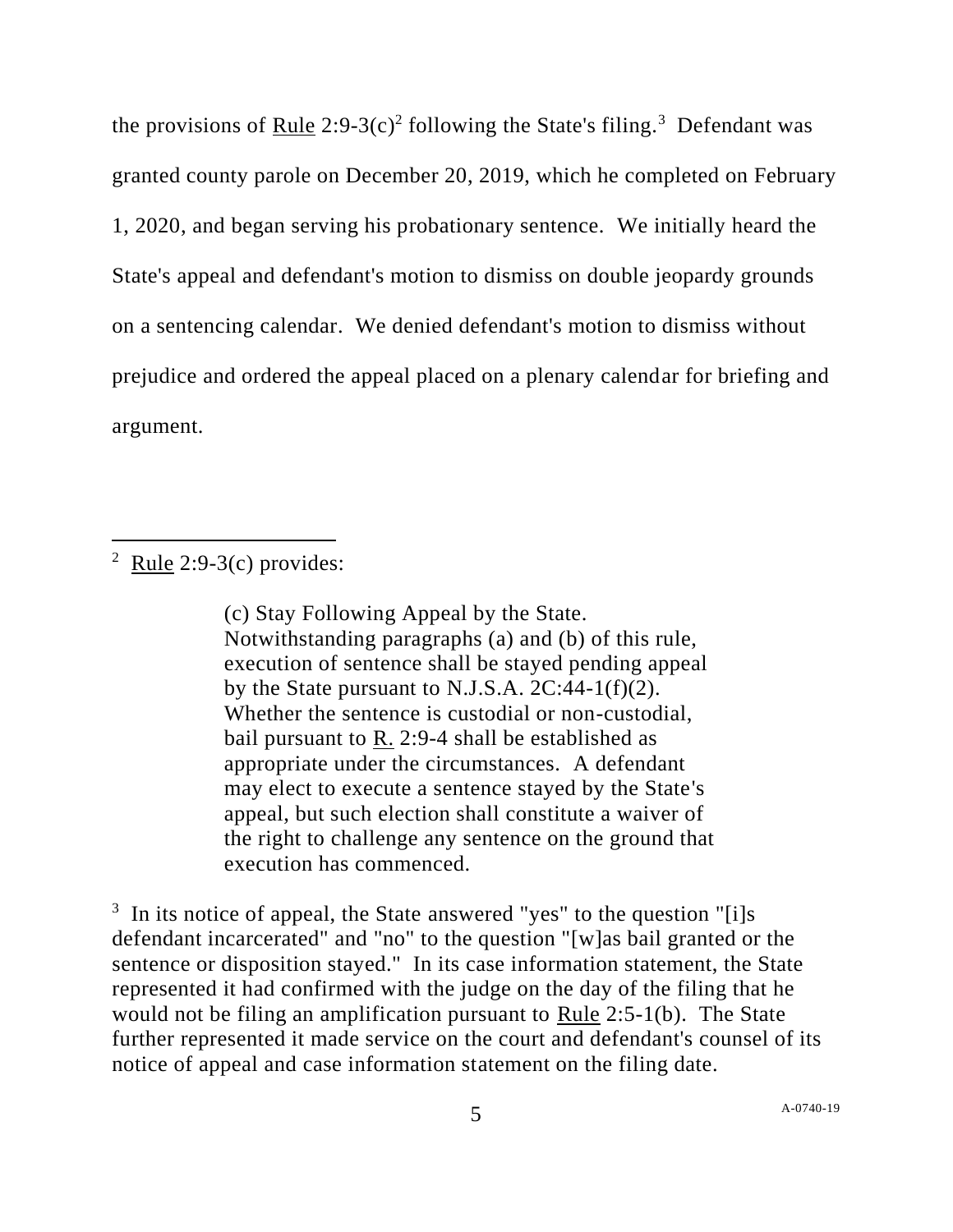the provisions of Rule 2:9-3(c)[2] following the State's filing.[3] Defendant was granted county parole on December 20, 2019, which he completed on February 1, 2020, and began serving his probationary sentence. We initially heard the State's appeal and defendant's motion to dismiss on double jeopardy grounds on a sentencing calendar. We denied defendant's motion to dismiss without prejudice and ordered the appeal placed on a plenary calendar for briefing and argument.

---

[2] Rule 2:9-3(c) provides:

> (c) Stay Following Appeal by the State. Notwithstanding paragraphs (a) and (b) of this rule, execution of sentence shall be stayed pending appeal by the State pursuant to N.J.S.A. 2C:44-1(f)(2). Whether the sentence is custodial or non-custodial, bail pursuant to R. 2:9-4 shall be established as appropriate under the circumstances. A defendant may elect to execute a sentence stayed by the State's appeal, but such election shall constitute a waiver of the right to challenge any sentence on the ground that execution has commenced.

[3] In its notice of appeal, the State answered "yes" to the question "[i]s defendant incarcerated" and "no" to the question "[w]as bail granted or the sentence or disposition stayed." In its case information statement, the State represented it had confirmed with the judge on the day of the filing that he would not be filing an amplification pursuant to Rule 2:5-1(b). The State further represented it made service on the court and defendant's counsel of its notice of appeal and case information statement on the filing date.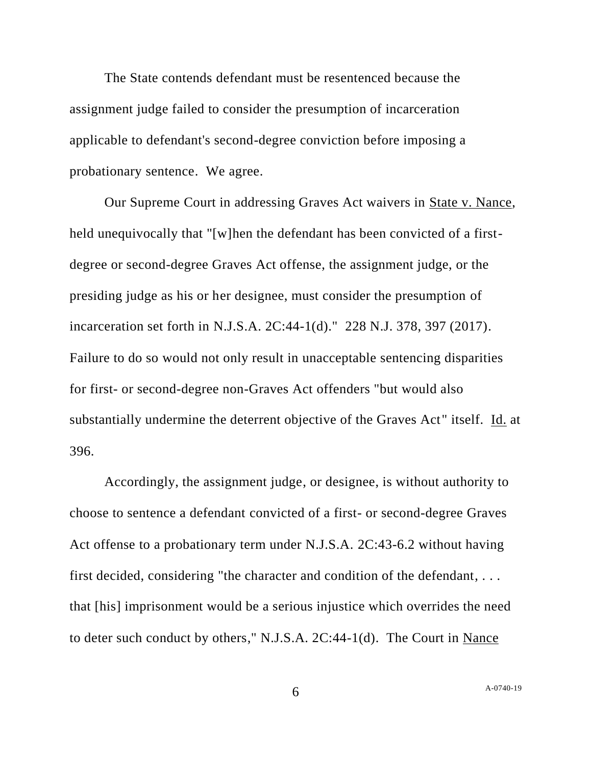The State contends defendant must be resentenced because the assignment judge failed to consider the presumption of incarceration applicable to defendant's second-degree conviction before imposing a probationary sentence. We agree.

Our Supreme Court in addressing Graves Act waivers in State v. Nance, held unequivocally that "[w]hen the defendant has been convicted of a first-degree or second-degree Graves Act offense, the assignment judge, or the presiding judge as his or her designee, must consider the presumption of incarceration set forth in N.J.S.A. 2C:44-1(d)." 228 N.J. 378, 397 (2017). Failure to do so would not only result in unacceptable sentencing disparities for first- or second-degree non-Graves Act offenders "but would also substantially undermine the deterrent objective of the Graves Act" itself. Id. at 396.

Accordingly, the assignment judge, or designee, is without authority to choose to sentence a defendant convicted of a first- or second-degree Graves Act offense to a probationary term under N.J.S.A. 2C:43-6.2 without having first decided, considering "the character and condition of the defendant, . . . that [his] imprisonment would be a serious injustice which overrides the need to deter such conduct by others," N.J.S.A. 2C:44-1(d). The Court in Nance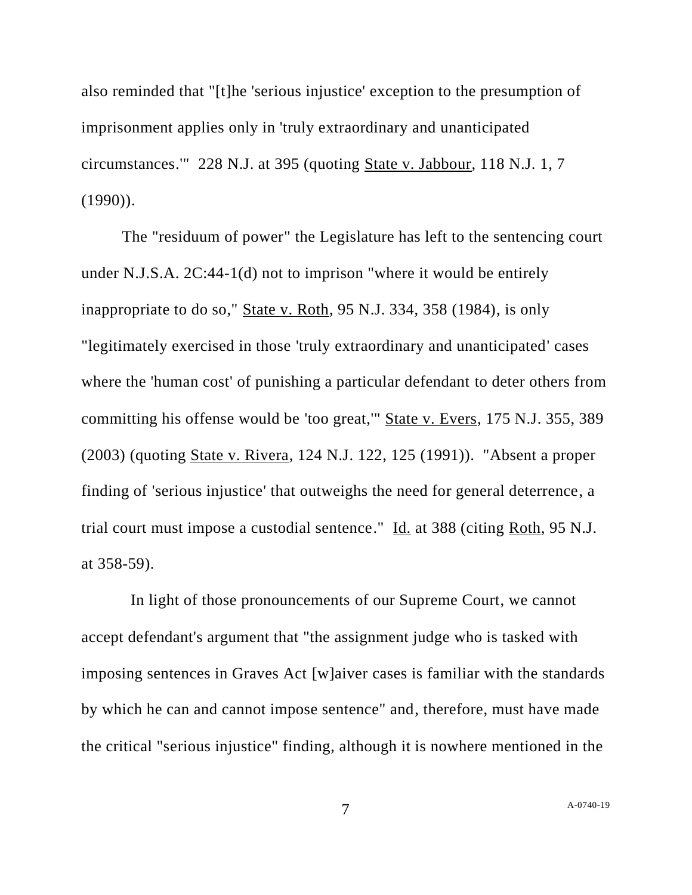also reminded that "[t]he 'serious injustice' exception to the presumption of imprisonment applies only in 'truly extraordinary and unanticipated circumstances.'" 228 N.J. at 395 (quoting State v. Jabbour, 118 N.J. 1, 7 (1990)).

The "residuum of power" the Legislature has left to the sentencing court under N.J.S.A. 2C:44-1(d) not to imprison "where it would be entirely inappropriate to do so," State v. Roth, 95 N.J. 334, 358 (1984), is only "legitimately exercised in those 'truly extraordinary and unanticipated' cases where the 'human cost' of punishing a particular defendant to deter others from committing his offense would be 'too great,'" State v. Evers, 175 N.J. 355, 389 (2003) (quoting State v. Rivera, 124 N.J. 122, 125 (1991)). "Absent a proper finding of 'serious injustice' that outweighs the need for general deterrence, a trial court must impose a custodial sentence." Id. at 388 (citing Roth, 95 N.J. at 358-59).

In light of those pronouncements of our Supreme Court, we cannot accept defendant's argument that "the assignment judge who is tasked with imposing sentences in Graves Act [w]aiver cases is familiar with the standards by which he can and cannot impose sentence" and, therefore, must have made the critical "serious injustice" finding, although it is nowhere mentioned in the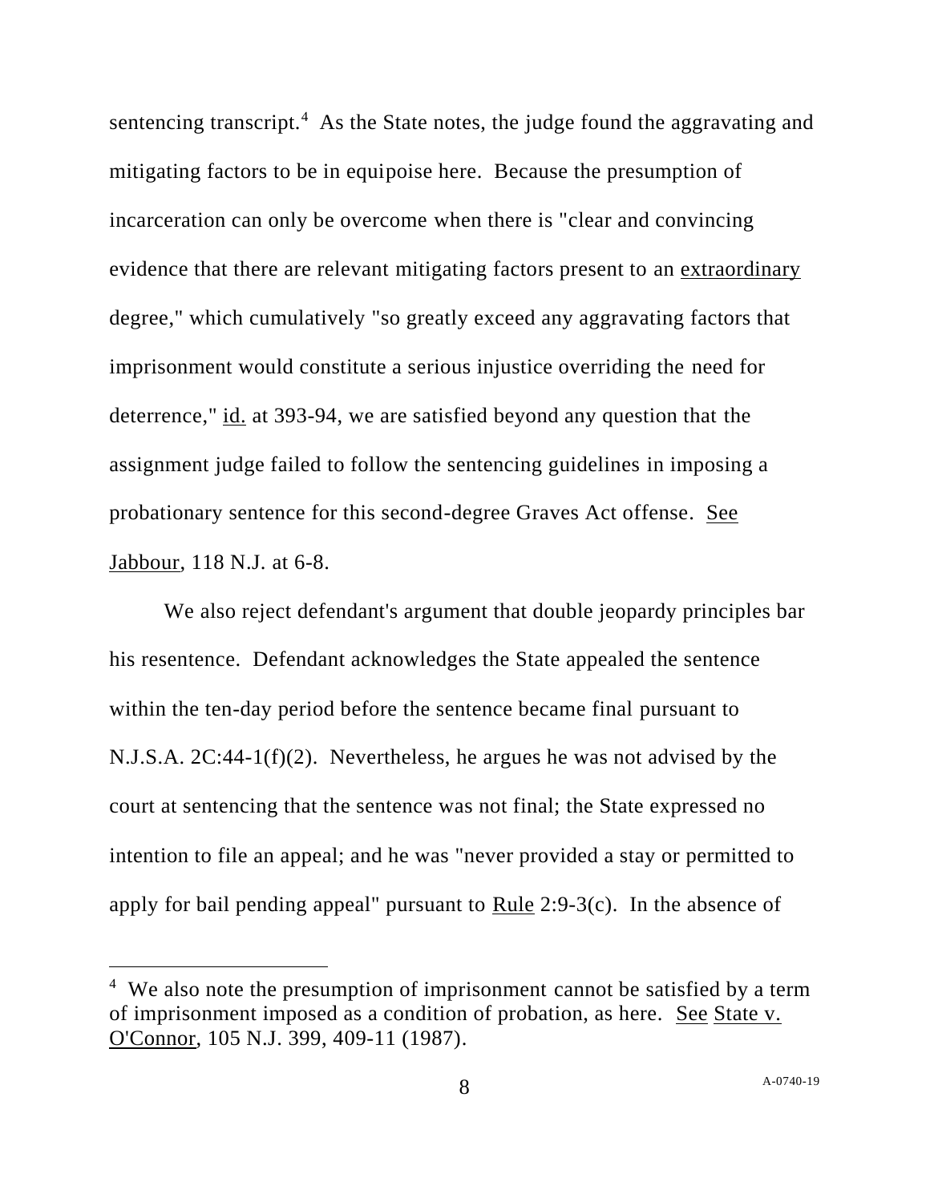sentencing transcript.[4] As the State notes, the judge found the aggravating and mitigating factors to be in equipoise here. Because the presumption of incarceration can only be overcome when there is "clear and convincing evidence that there are relevant mitigating factors present to an extraordinary degree," which cumulatively "so greatly exceed any aggravating factors that imprisonment would constitute a serious injustice overriding the need for deterrence," id. at 393-94, we are satisfied beyond any question that the assignment judge failed to follow the sentencing guidelines in imposing a probationary sentence for this second-degree Graves Act offense. See Jabbour, 118 N.J. at 6-8.

We also reject defendant's argument that double jeopardy principles bar his resentence. Defendant acknowledges the State appealed the sentence within the ten-day period before the sentence became final pursuant to N.J.S.A. 2C:44-1(f)(2). Nevertheless, he argues he was not advised by the court at sentencing that the sentence was not final; the State expressed no intention to file an appeal; and he was "never provided a stay or permitted to apply for bail pending appeal" pursuant to Rule 2:9-3(c). In the absence of

[4] We also note the presumption of imprisonment cannot be satisfied by a term of imprisonment imposed as a condition of probation, as here. See State v. O'Connor, 105 N.J. 399, 409-11 (1987).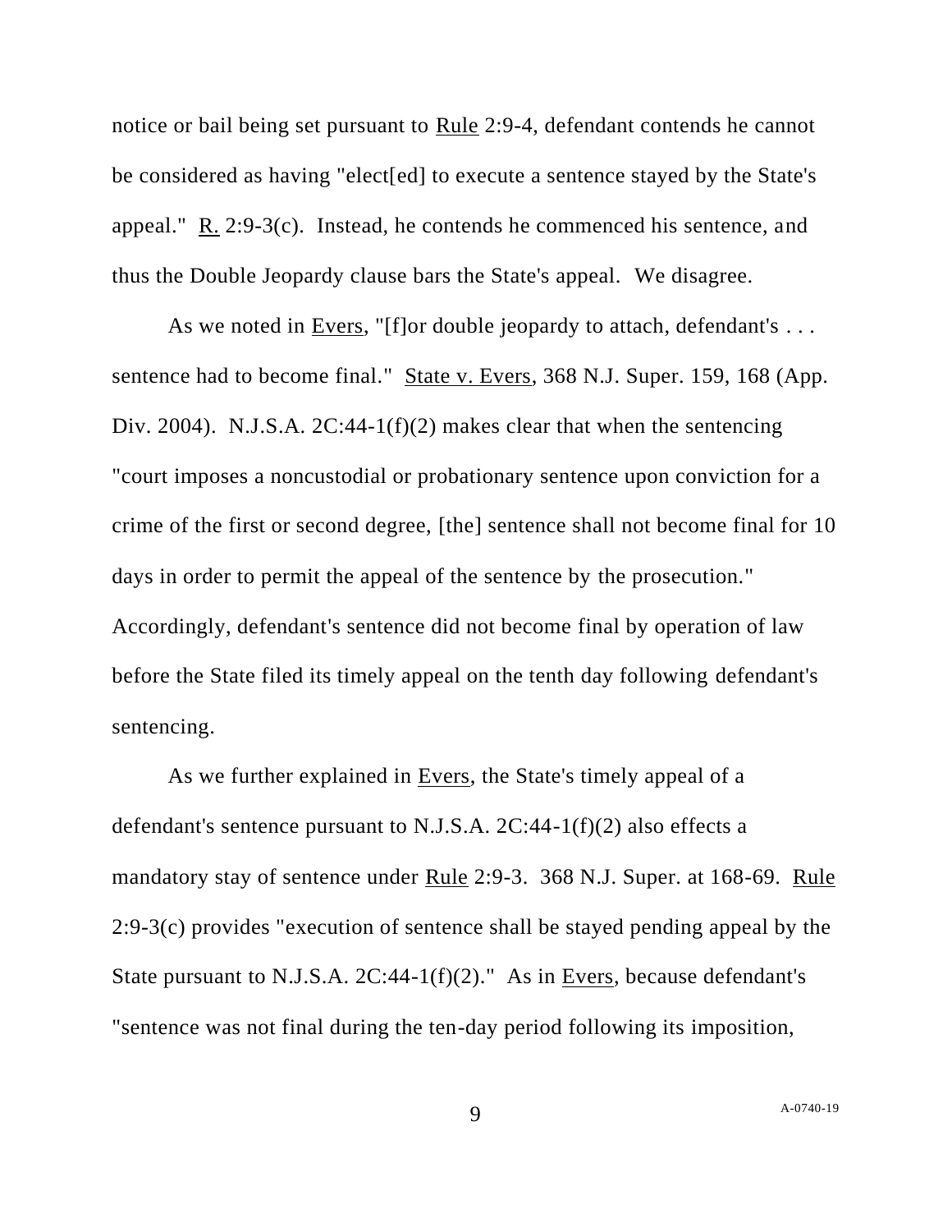notice or bail being set pursuant to Rule 2:9-4, defendant contends he cannot be considered as having "elect[ed] to execute a sentence stayed by the State's appeal." R. 2:9-3(c). Instead, he contends he commenced his sentence, and thus the Double Jeopardy clause bars the State's appeal. We disagree.

As we noted in Evers, "[f]or double jeopardy to attach, defendant's . . . sentence had to become final." State v. Evers, 368 N.J. Super. 159, 168 (App. Div. 2004). N.J.S.A. 2C:44-1(f)(2) makes clear that when the sentencing "court imposes a noncustodial or probationary sentence upon conviction for a crime of the first or second degree, [the] sentence shall not become final for 10 days in order to permit the appeal of the sentence by the prosecution." Accordingly, defendant's sentence did not become final by operation of law before the State filed its timely appeal on the tenth day following defendant's sentencing.

As we further explained in Evers, the State's timely appeal of a defendant's sentence pursuant to N.J.S.A. 2C:44-1(f)(2) also effects a mandatory stay of sentence under Rule 2:9-3. 368 N.J. Super. at 168-69. Rule 2:9-3(c) provides "execution of sentence shall be stayed pending appeal by the State pursuant to N.J.S.A. 2C:44-1(f)(2)." As in Evers, because defendant's "sentence was not final during the ten-day period following its imposition,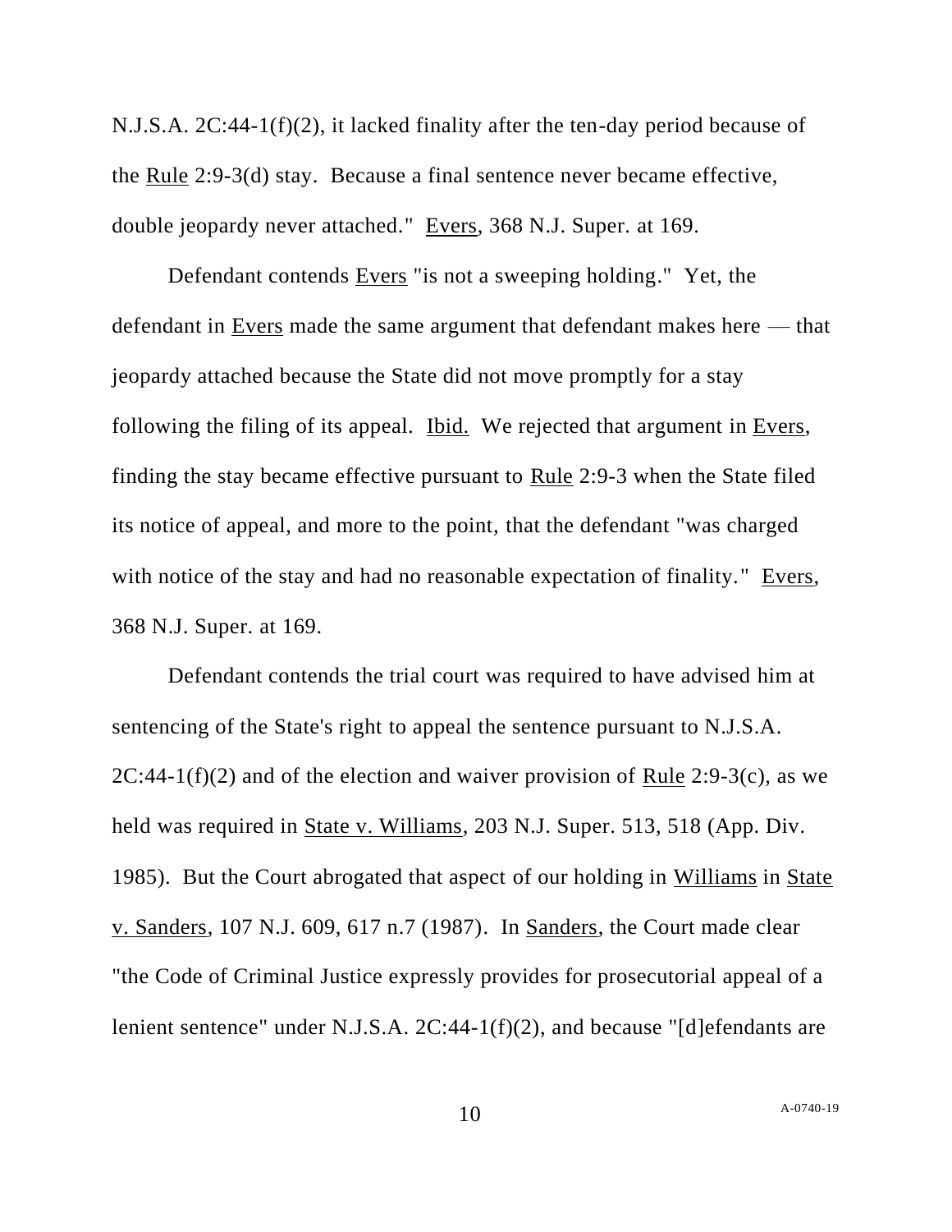N.J.S.A. 2C:44-1(f)(2), it lacked finality after the ten-day period because of the Rule 2:9-3(d) stay. Because a final sentence never became effective, double jeopardy never attached." Evers, 368 N.J. Super. at 169.

Defendant contends Evers "is not a sweeping holding." Yet, the defendant in Evers made the same argument that defendant makes here — that jeopardy attached because the State did not move promptly for a stay following the filing of its appeal. Ibid. We rejected that argument in Evers, finding the stay became effective pursuant to Rule 2:9-3 when the State filed its notice of appeal, and more to the point, that the defendant "was charged with notice of the stay and had no reasonable expectation of finality." Evers, 368 N.J. Super. at 169.

Defendant contends the trial court was required to have advised him at sentencing of the State's right to appeal the sentence pursuant to N.J.S.A. 2C:44-1(f)(2) and of the election and waiver provision of Rule 2:9-3(c), as we held was required in State v. Williams, 203 N.J. Super. 513, 518 (App. Div. 1985). But the Court abrogated that aspect of our holding in Williams in State v. Sanders, 107 N.J. 609, 617 n.7 (1987). In Sanders, the Court made clear "the Code of Criminal Justice expressly provides for prosecutorial appeal of a lenient sentence" under N.J.S.A. 2C:44-1(f)(2), and because "[d]efendants are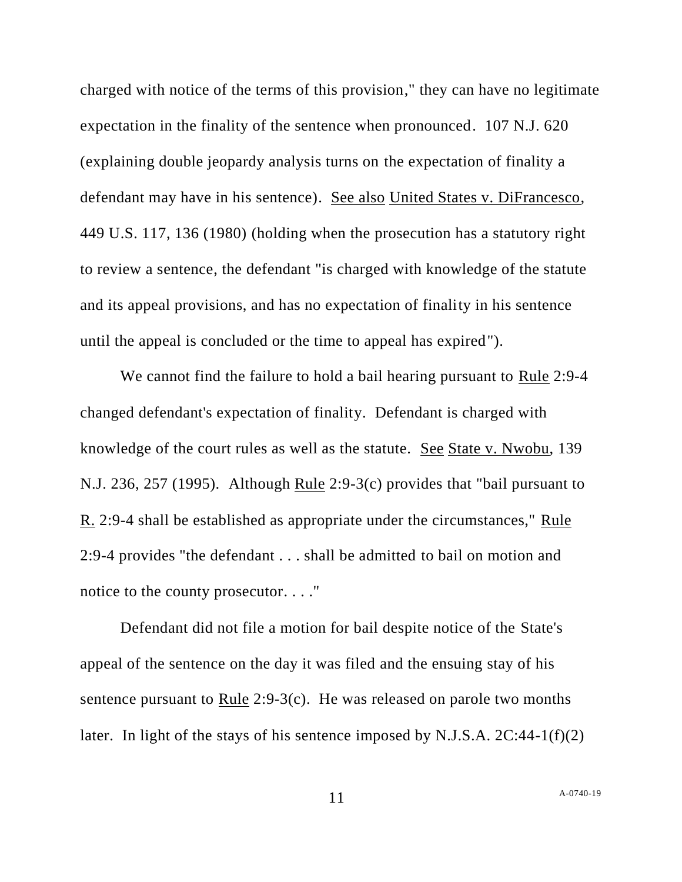charged with notice of the terms of this provision," they can have no legitimate expectation in the finality of the sentence when pronounced. 107 N.J. 620 (explaining double jeopardy analysis turns on the expectation of finality a defendant may have in his sentence). See also United States v. DiFrancesco, 449 U.S. 117, 136 (1980) (holding when the prosecution has a statutory right to review a sentence, the defendant "is charged with knowledge of the statute and its appeal provisions, and has no expectation of finality in his sentence until the appeal is concluded or the time to appeal has expired").

We cannot find the failure to hold a bail hearing pursuant to Rule 2:9-4 changed defendant's expectation of finality. Defendant is charged with knowledge of the court rules as well as the statute. See State v. Nwobu, 139 N.J. 236, 257 (1995). Although Rule 2:9-3(c) provides that "bail pursuant to R. 2:9-4 shall be established as appropriate under the circumstances," Rule 2:9-4 provides "the defendant . . . shall be admitted to bail on motion and notice to the county prosecutor. . . ."

Defendant did not file a motion for bail despite notice of the State's appeal of the sentence on the day it was filed and the ensuing stay of his sentence pursuant to Rule 2:9-3(c). He was released on parole two months later. In light of the stays of his sentence imposed by N.J.S.A. 2C:44-1(f)(2)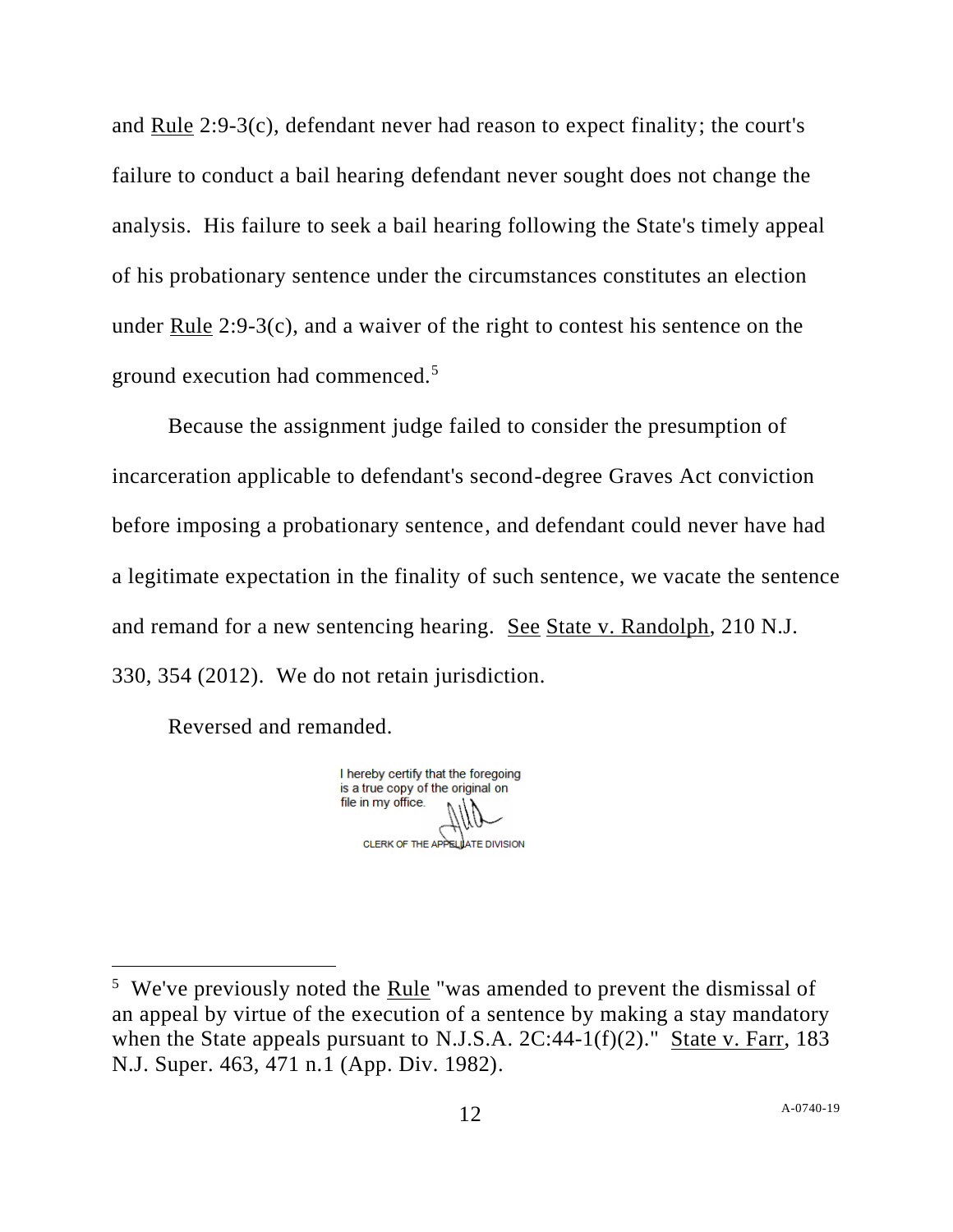and Rule 2:9-3(c), defendant never had reason to expect finality; the court's failure to conduct a bail hearing defendant never sought does not change the analysis. His failure to seek a bail hearing following the State's timely appeal of his probationary sentence under the circumstances constitutes an election under Rule 2:9-3(c), and a waiver of the right to contest his sentence on the ground execution had commenced.[5]

Because the assignment judge failed to consider the presumption of incarceration applicable to defendant's second-degree Graves Act conviction before imposing a probationary sentence, and defendant could never have had a legitimate expectation in the finality of such sentence, we vacate the sentence and remand for a new sentencing hearing. See State v. Randolph, 210 N.J. 330, 354 (2012). We do not retain jurisdiction.

Reversed and remanded.

I hereby certify that the foregoing is a true copy of the original on file in my office.

CLERK OF THE APPELLATE DIVISION

---

[5] We've previously noted the Rule "was amended to prevent the dismissal of an appeal by virtue of the execution of a sentence by making a stay mandatory when the State appeals pursuant to N.J.S.A. 2C:44-1(f)(2)." State v. Farr, 183 N.J. Super. 463, 471 n.1 (App. Div. 1982).